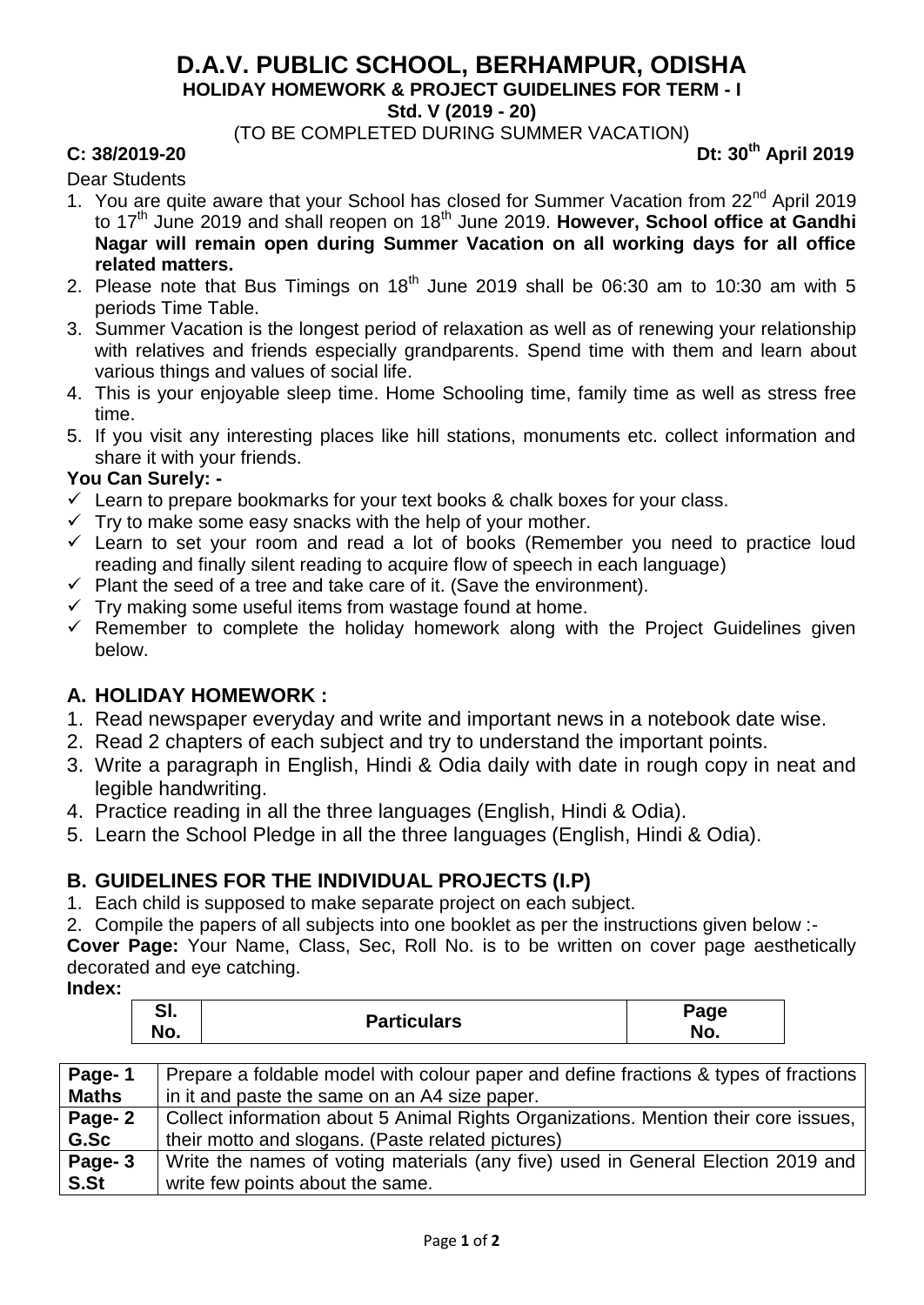# D.A.V. PUBLIC SCHOOL, BERHAMPUR, ODISHA

**HOLIDAY HOMEWORK & PROJECT GUIDELINES FOR TERM - I**

**Std. V (2019 - 20)**

(TO BE COMPLETED DURING SUMMER VACATION)

**C: 38/2019-20** **Dt: 30th April 2019**

Dear Students

1. You are quite aware that your School has closed for Summer Vacation from 22nd April 2019 to 17th June 2019 and shall reopen on 18th June 2019. **However, School office at Gandhi Nagar will remain open during Summer Vacation on all working days for all office related matters.**
2. Please note that Bus Timings on 18th June 2019 shall be 06:30 am to 10:30 am with 5 periods Time Table.
3. Summer Vacation is the longest period of relaxation as well as of renewing your relationship with relatives and friends especially grandparents. Spend time with them and learn about various things and values of social life.
4. This is your enjoyable sleep time. Home Schooling time, family time as well as stress free time.
5. If you visit any interesting places like hill stations, monuments etc. collect information and share it with your friends.

**You Can Surely: -**

- ✓ Learn to prepare bookmarks for your text books & chalk boxes for your class.
- ✓ Try to make some easy snacks with the help of your mother.
- ✓ Learn to set your room and read a lot of books (Remember you need to practice loud reading and finally silent reading to acquire flow of speech in each language)
- ✓ Plant the seed of a tree and take care of it. (Save the environment).
- ✓ Try making some useful items from wastage found at home.
- ✓ Remember to complete the holiday homework along with the Project Guidelines given below.

## A. HOLIDAY HOMEWORK :

1. Read newspaper everyday and write and important news in a notebook date wise.
2. Read 2 chapters of each subject and try to understand the important points.
3. Write a paragraph in English, Hindi & Odia daily with date in rough copy in neat and legible handwriting.
4. Practice reading in all the three languages (English, Hindi & Odia).
5. Learn the School Pledge in all the three languages (English, Hindi & Odia).

## B. GUIDELINES FOR THE INDIVIDUAL PROJECTS (I.P)

1. Each child is supposed to make separate project on each subject.
2. Compile the papers of all subjects into one booklet as per the instructions given below :-

**Cover Page:** Your Name, Class, Sec, Roll No. is to be written on cover page aesthetically decorated and eye catching.

**Index:**

| Sl. No. | Particulars | Page No. |
|---|---|---|

| | |
|---|---|
| **Page- 1 Maths** | Prepare a foldable model with colour paper and define fractions & types of fractions in it and paste the same on an A4 size paper. |
| **Page- 2 G.Sc** | Collect information about 5 Animal Rights Organizations. Mention their core issues, their motto and slogans. (Paste related pictures) |
| **Page- 3 S.St** | Write the names of voting materials (any five) used in General Election 2019 and write few points about the same. |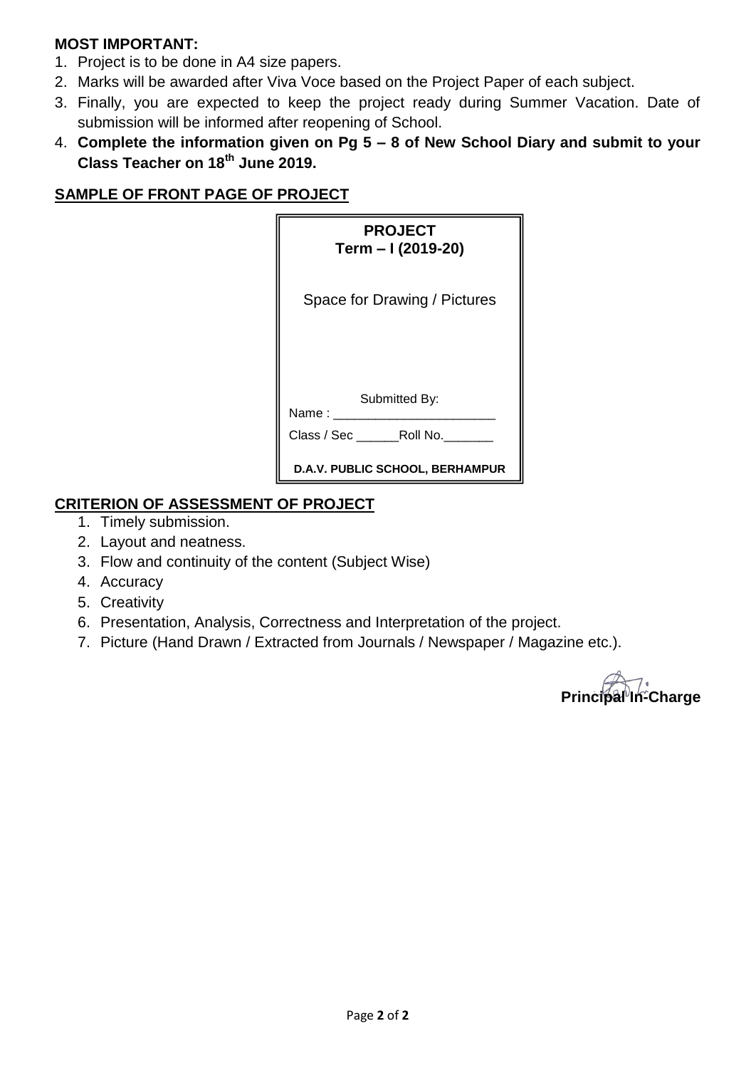**MOST IMPORTANT:**

1. Project is to be done in A4 size papers.
2. Marks will be awarded after Viva Voce based on the Project Paper of each subject.
3. Finally, you are expected to keep the project ready during Summer Vacation. Date of submission will be informed after reopening of School.
4. **Complete the information given on Pg 5 – 8 of New School Diary and submit to your Class Teacher on 18th June 2019.**

**SAMPLE OF FRONT PAGE OF PROJECT**

**PROJECT**
**Term – I (2019-20)**

Space for Drawing / Pictures

Submitted By:
Name : ________________________
Class / Sec ______Roll No._______

**D.A.V. PUBLIC SCHOOL, BERHAMPUR**

**CRITERION OF ASSESSMENT OF PROJECT**

1. Timely submission.
2. Layout and neatness.
3. Flow and continuity of the content (Subject Wise)
4. Accuracy
5. Creativity
6. Presentation, Analysis, Correctness and Interpretation of the project.
7. Picture (Hand Drawn / Extracted from Journals / Newspaper / Magazine etc.).

**Principal In-Charge**